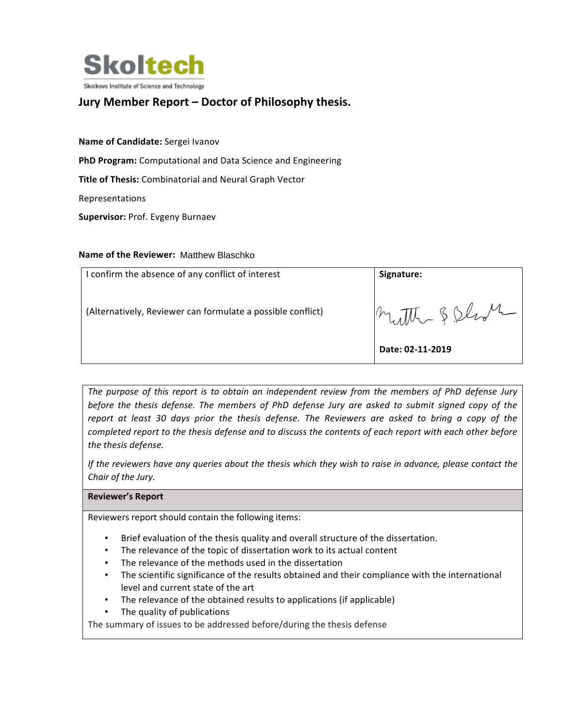Skoltech

Skolkovo Institute of Science and Technology

# Jury Member Report – Doctor of Philosophy thesis.

**Name of Candidate:** Sergei Ivanov

**PhD Program:** Computational and Data Science and Engineering

**Title of Thesis:** Combinatorial and Neural Graph Vector

Representations

**Supervisor:** Prof. Evgeny Burnaev

**Name of the Reviewer:** Matthew Blaschko

| I confirm the absence of any conflict of interest<br><br>(Alternatively, Reviewer can formulate a possible conflict) | **Signature:**<br><br>**Date: 02-11-2019** |
|---|---|

*The purpose of this report is to obtain an independent review from the members of PhD defense Jury before the thesis defense. The members of PhD defense Jury are asked to submit signed copy of the report at least 30 days prior the thesis defense. The Reviewers are asked to bring a copy of the completed report to the thesis defense and to discuss the contents of each report with each other before the thesis defense.*

*If the reviewers have any queries about the thesis which they wish to raise in advance, please contact the Chair of the Jury.*

**Reviewer's Report**

Reviewers report should contain the following items:

- Brief evaluation of the thesis quality and overall structure of the dissertation.
- The relevance of the topic of dissertation work to its actual content
- The relevance of the methods used in the dissertation
- The scientific significance of the results obtained and their compliance with the international level and current state of the art
- The relevance of the obtained results to applications (if applicable)
- The quality of publications

The summary of issues to be addressed before/during the thesis defense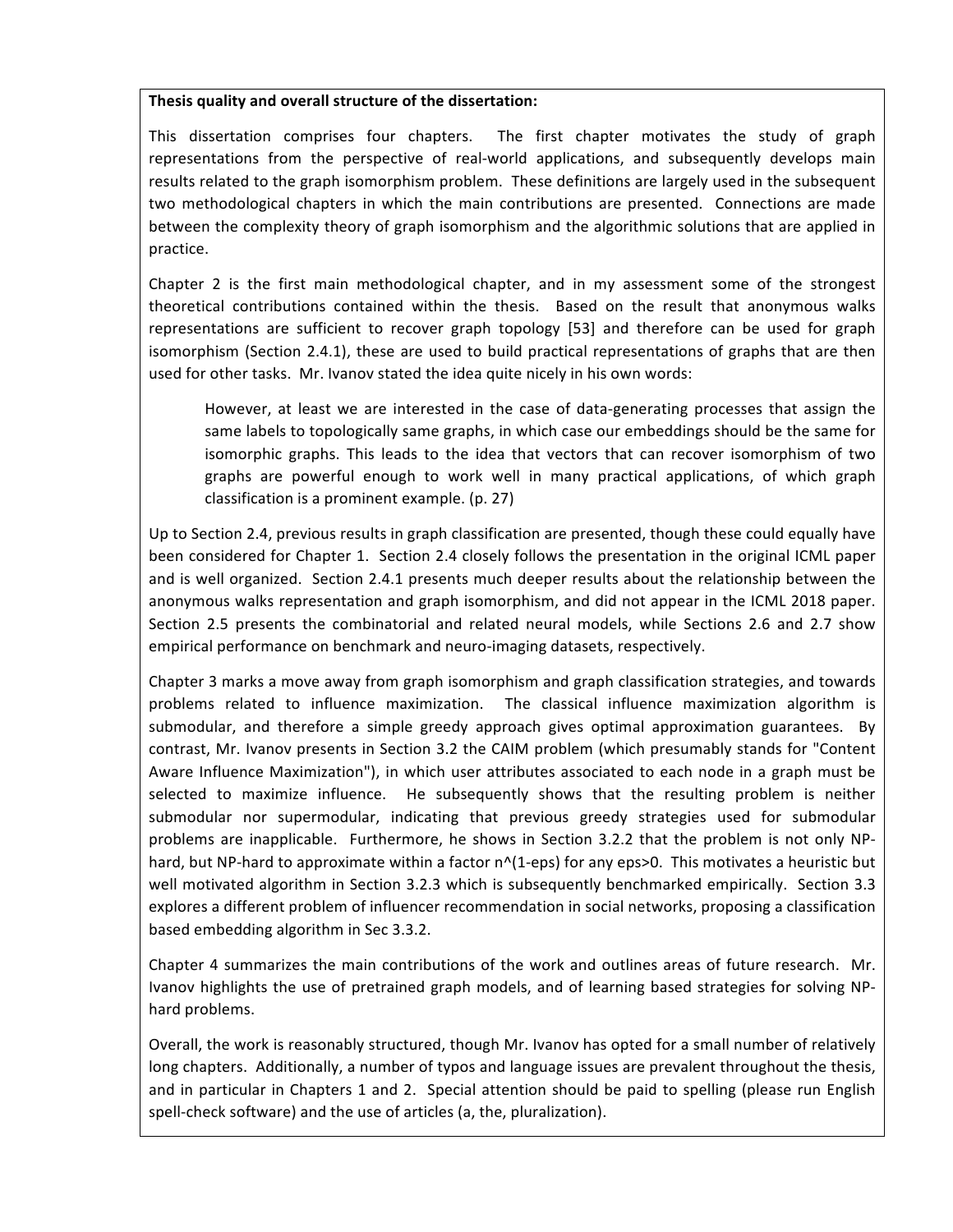**Thesis quality and overall structure of the dissertation:**

This dissertation comprises four chapters. The first chapter motivates the study of graph representations from the perspective of real-world applications, and subsequently develops main results related to the graph isomorphism problem. These definitions are largely used in the subsequent two methodological chapters in which the main contributions are presented. Connections are made between the complexity theory of graph isomorphism and the algorithmic solutions that are applied in practice.

Chapter 2 is the first main methodological chapter, and in my assessment some of the strongest theoretical contributions contained within the thesis. Based on the result that anonymous walks representations are sufficient to recover graph topology [53] and therefore can be used for graph isomorphism (Section 2.4.1), these are used to build practical representations of graphs that are then used for other tasks. Mr. Ivanov stated the idea quite nicely in his own words:

> However, at least we are interested in the case of data-generating processes that assign the same labels to topologically same graphs, in which case our embeddings should be the same for isomorphic graphs. This leads to the idea that vectors that can recover isomorphism of two graphs are powerful enough to work well in many practical applications, of which graph classification is a prominent example. (p. 27)

Up to Section 2.4, previous results in graph classification are presented, though these could equally have been considered for Chapter 1. Section 2.4 closely follows the presentation in the original ICML paper and is well organized. Section 2.4.1 presents much deeper results about the relationship between the anonymous walks representation and graph isomorphism, and did not appear in the ICML 2018 paper. Section 2.5 presents the combinatorial and related neural models, while Sections 2.6 and 2.7 show empirical performance on benchmark and neuro-imaging datasets, respectively.

Chapter 3 marks a move away from graph isomorphism and graph classification strategies, and towards problems related to influence maximization. The classical influence maximization algorithm is submodular, and therefore a simple greedy approach gives optimal approximation guarantees. By contrast, Mr. Ivanov presents in Section 3.2 the CAIM problem (which presumably stands for "Content Aware Influence Maximization"), in which user attributes associated to each node in a graph must be selected to maximize influence. He subsequently shows that the resulting problem is neither submodular nor supermodular, indicating that previous greedy strategies used for submodular problems are inapplicable. Furthermore, he shows in Section 3.2.2 that the problem is not only NP-hard, but NP-hard to approximate within a factor n^(1-eps) for any eps>0. This motivates a heuristic but well motivated algorithm in Section 3.2.3 which is subsequently benchmarked empirically. Section 3.3 explores a different problem of influencer recommendation in social networks, proposing a classification based embedding algorithm in Sec 3.3.2.

Chapter 4 summarizes the main contributions of the work and outlines areas of future research. Mr. Ivanov highlights the use of pretrained graph models, and of learning based strategies for solving NP-hard problems.

Overall, the work is reasonably structured, though Mr. Ivanov has opted for a small number of relatively long chapters. Additionally, a number of typos and language issues are prevalent throughout the thesis, and in particular in Chapters 1 and 2. Special attention should be paid to spelling (please run English spell-check software) and the use of articles (a, the, pluralization).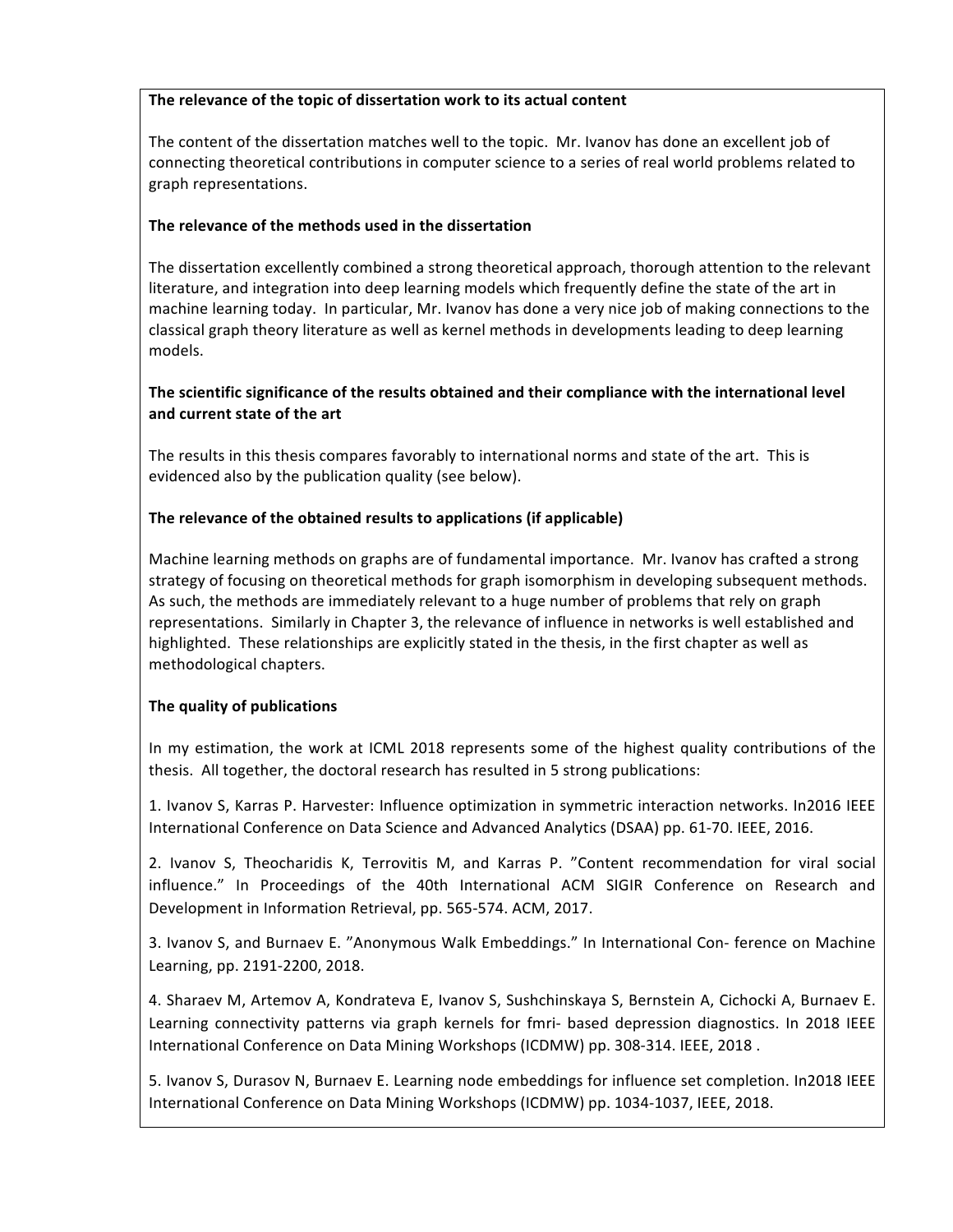**The relevance of the topic of dissertation work to its actual content**

The content of the dissertation matches well to the topic. Mr. Ivanov has done an excellent job of connecting theoretical contributions in computer science to a series of real world problems related to graph representations.

**The relevance of the methods used in the dissertation**

The dissertation excellently combined a strong theoretical approach, thorough attention to the relevant literature, and integration into deep learning models which frequently define the state of the art in machine learning today. In particular, Mr. Ivanov has done a very nice job of making connections to the classical graph theory literature as well as kernel methods in developments leading to deep learning models.

**The scientific significance of the results obtained and their compliance with the international level and current state of the art**

The results in this thesis compares favorably to international norms and state of the art. This is evidenced also by the publication quality (see below).

**The relevance of the obtained results to applications (if applicable)**

Machine learning methods on graphs are of fundamental importance. Mr. Ivanov has crafted a strong strategy of focusing on theoretical methods for graph isomorphism in developing subsequent methods. As such, the methods are immediately relevant to a huge number of problems that rely on graph representations. Similarly in Chapter 3, the relevance of influence in networks is well established and highlighted. These relationships are explicitly stated in the thesis, in the first chapter as well as methodological chapters.

**The quality of publications**

In my estimation, the work at ICML 2018 represents some of the highest quality contributions of the thesis. All together, the doctoral research has resulted in 5 strong publications:

1. Ivanov S, Karras P. Harvester: Influence optimization in symmetric interaction networks. In2016 IEEE International Conference on Data Science and Advanced Analytics (DSAA) pp. 61-70. IEEE, 2016.

2. Ivanov S, Theocharidis K, Terrovitis M, and Karras P. "Content recommendation for viral social influence." In Proceedings of the 40th International ACM SIGIR Conference on Research and Development in Information Retrieval, pp. 565-574. ACM, 2017.

3. Ivanov S, and Burnaev E. "Anonymous Walk Embeddings." In International Con- ference on Machine Learning, pp. 2191-2200, 2018.

4. Sharaev M, Artemov A, Kondrateva E, Ivanov S, Sushchinskaya S, Bernstein A, Cichocki A, Burnaev E. Learning connectivity patterns via graph kernels for fmri- based depression diagnostics. In 2018 IEEE International Conference on Data Mining Workshops (ICDMW) pp. 308-314. IEEE, 2018 .

5. Ivanov S, Durasov N, Burnaev E. Learning node embeddings for influence set completion. In2018 IEEE International Conference on Data Mining Workshops (ICDMW) pp. 1034-1037, IEEE, 2018.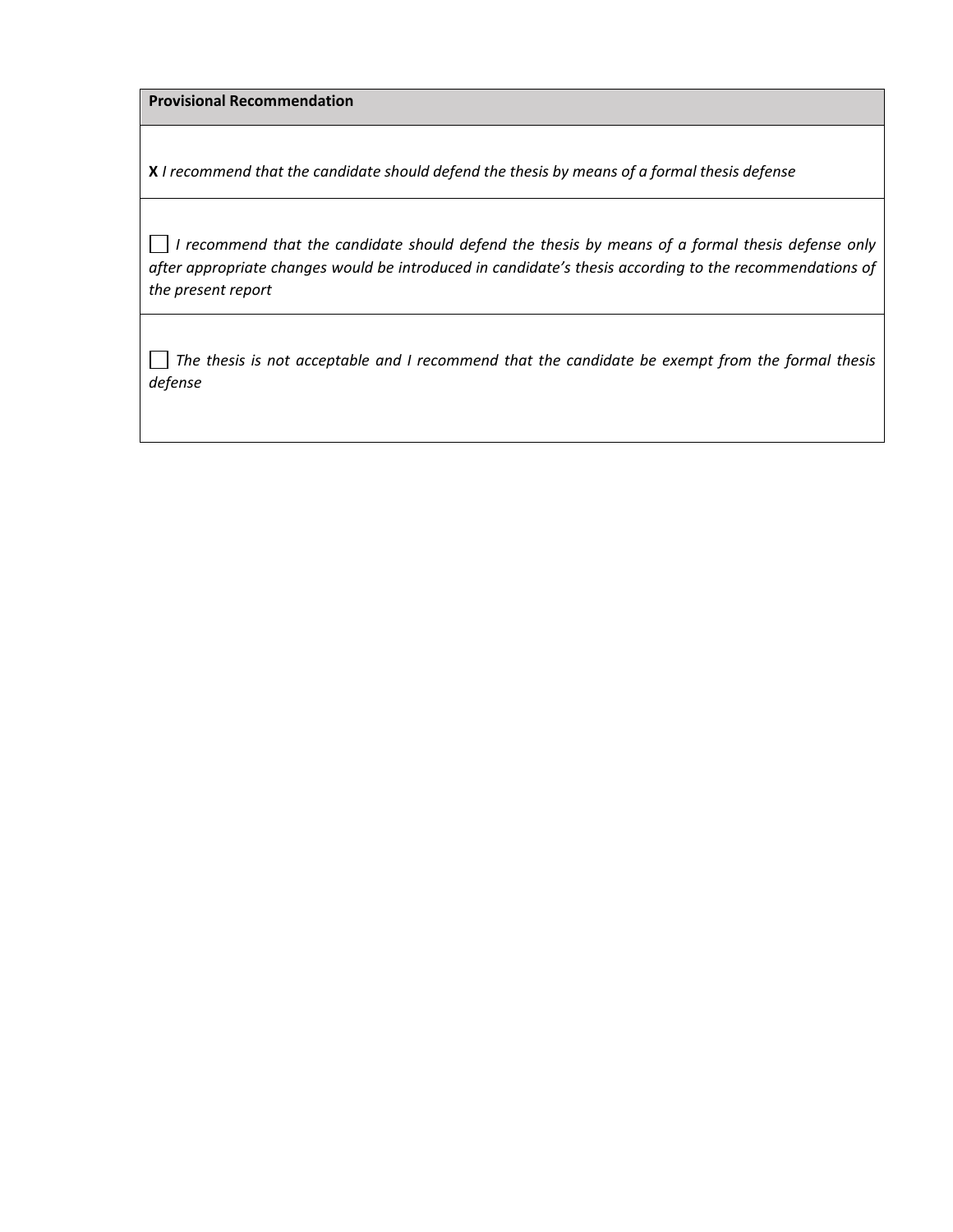| **Provisional Recommendation** |
| --- |
| **X** *I recommend that the candidate should defend the thesis by means of a formal thesis defense* |
| ☐ *I recommend that the candidate should defend the thesis by means of a formal thesis defense only after appropriate changes would be introduced in candidate's thesis according to the recommendations of the present report* |
| ☐ *The thesis is not acceptable and I recommend that the candidate be exempt from the formal thesis defense* |